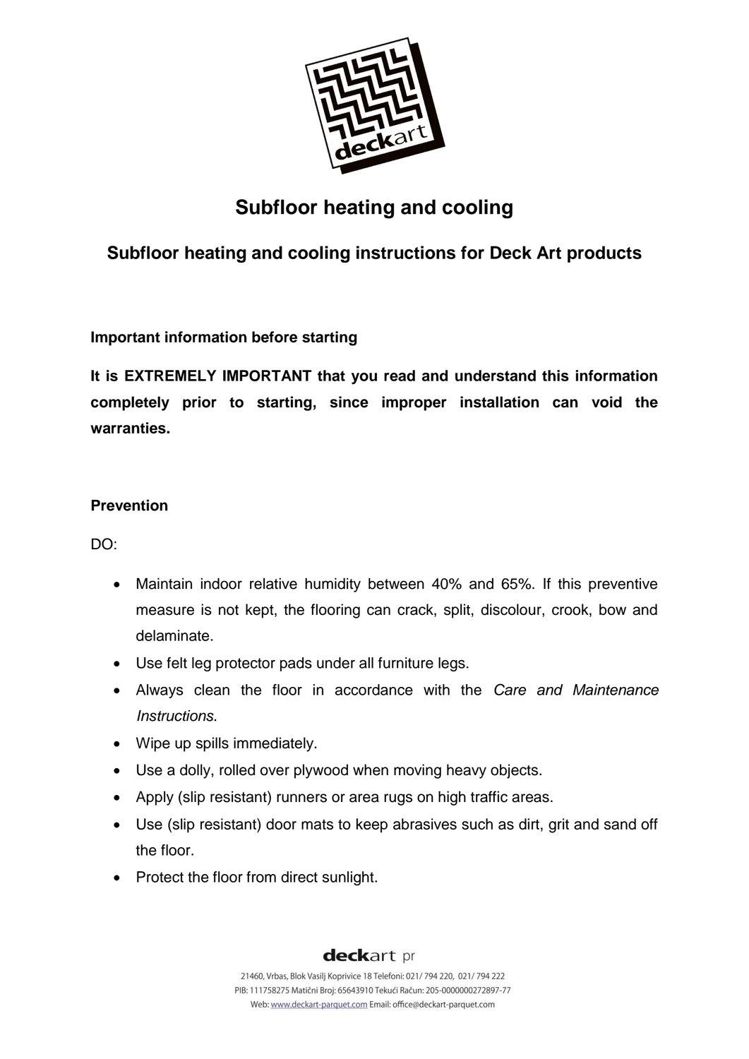# Subfloor heating and cooling

## Subfloor heating and cooling instructions for Deck Art products

### Important information before starting

**It is EXTREMELY IMPORTANT that you read and understand this information completely prior to starting, since improper installation can void the warranties.**

### Prevention

DO:

- Maintain indoor relative humidity between 40% and 65%. If this preventive measure is not kept, the flooring can crack, split, discolour, crook, bow and delaminate.
- Use felt leg protector pads under all furniture legs.
- Always clean the floor in accordance with the *Care and Maintenance Instructions.*
- Wipe up spills immediately.
- Use a dolly, rolled over plywood when moving heavy objects.
- Apply (slip resistant) runners or area rugs on high traffic areas.
- Use (slip resistant) door mats to keep abrasives such as dirt, grit and sand off the floor.
- Protect the floor from direct sunlight.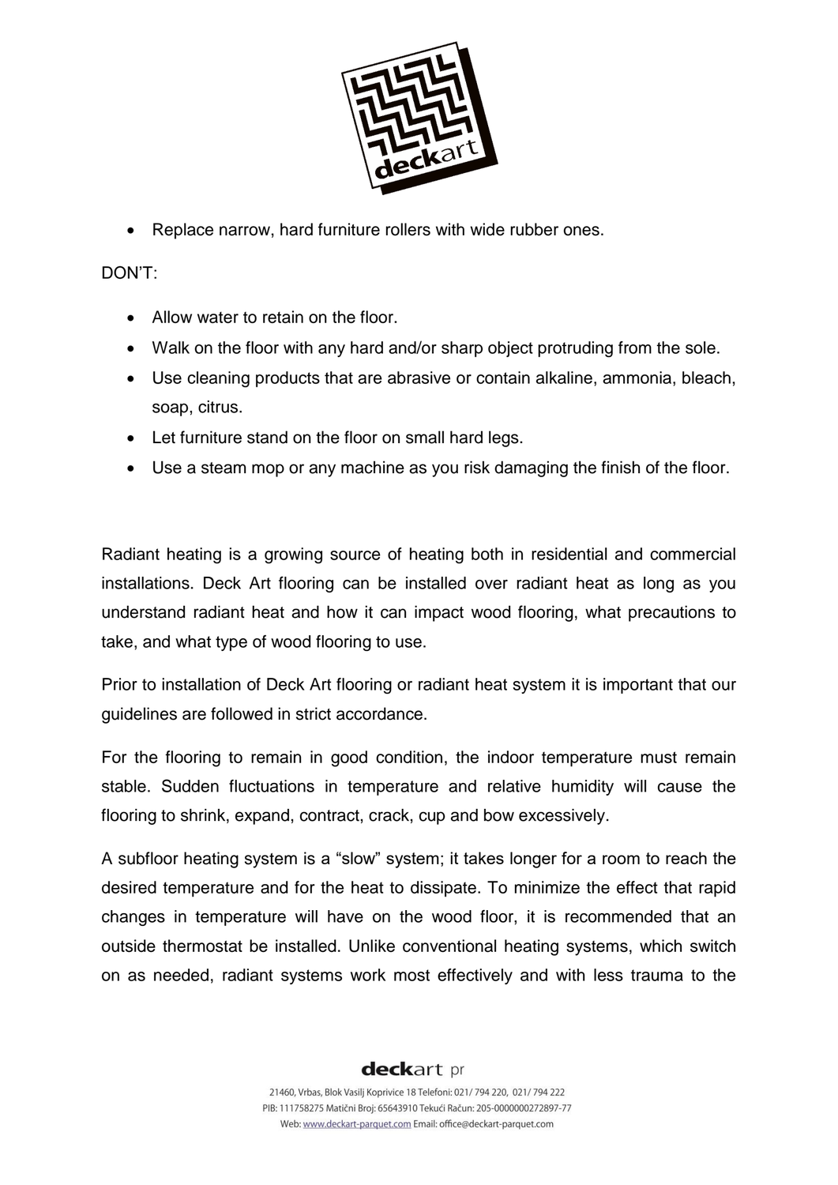- Replace narrow, hard furniture rollers with wide rubber ones.

DON'T:

- Allow water to retain on the floor.
- Walk on the floor with any hard and/or sharp object protruding from the sole.
- Use cleaning products that are abrasive or contain alkaline, ammonia, bleach, soap, citrus.
- Let furniture stand on the floor on small hard legs.
- Use a steam mop or any machine as you risk damaging the finish of the floor.

Radiant heating is a growing source of heating both in residential and commercial installations. Deck Art flooring can be installed over radiant heat as long as you understand radiant heat and how it can impact wood flooring, what precautions to take, and what type of wood flooring to use.

Prior to installation of Deck Art flooring or radiant heat system it is important that our guidelines are followed in strict accordance.

For the flooring to remain in good condition, the indoor temperature must remain stable. Sudden fluctuations in temperature and relative humidity will cause the flooring to shrink, expand, contract, crack, cup and bow excessively.

A subfloor heating system is a "slow" system; it takes longer for a room to reach the desired temperature and for the heat to dissipate. To minimize the effect that rapid changes in temperature will have on the wood floor, it is recommended that an outside thermostat be installed. Unlike conventional heating systems, which switch on as needed, radiant systems work most effectively and with less trauma to the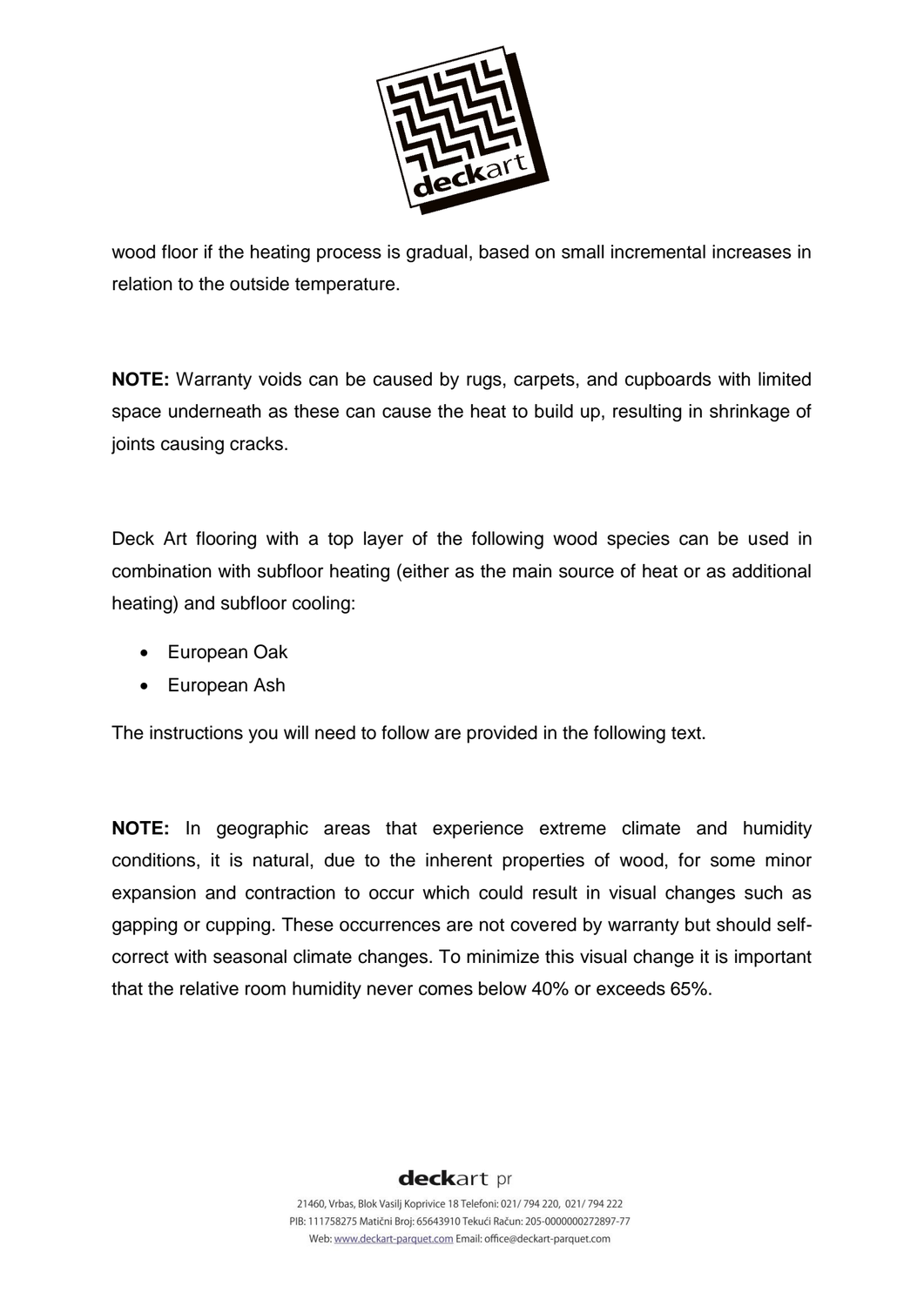wood floor if the heating process is gradual, based on small incremental increases in relation to the outside temperature.

**NOTE:** Warranty voids can be caused by rugs, carpets, and cupboards with limited space underneath as these can cause the heat to build up, resulting in shrinkage of joints causing cracks.

Deck Art flooring with a top layer of the following wood species can be used in combination with subfloor heating (either as the main source of heat or as additional heating) and subfloor cooling:

- European Oak
- European Ash

The instructions you will need to follow are provided in the following text.

**NOTE:** In geographic areas that experience extreme climate and humidity conditions, it is natural, due to the inherent properties of wood, for some minor expansion and contraction to occur which could result in visual changes such as gapping or cupping. These occurrences are not covered by warranty but should self-correct with seasonal climate changes. To minimize this visual change it is important that the relative room humidity never comes below 40% or exceeds 65%.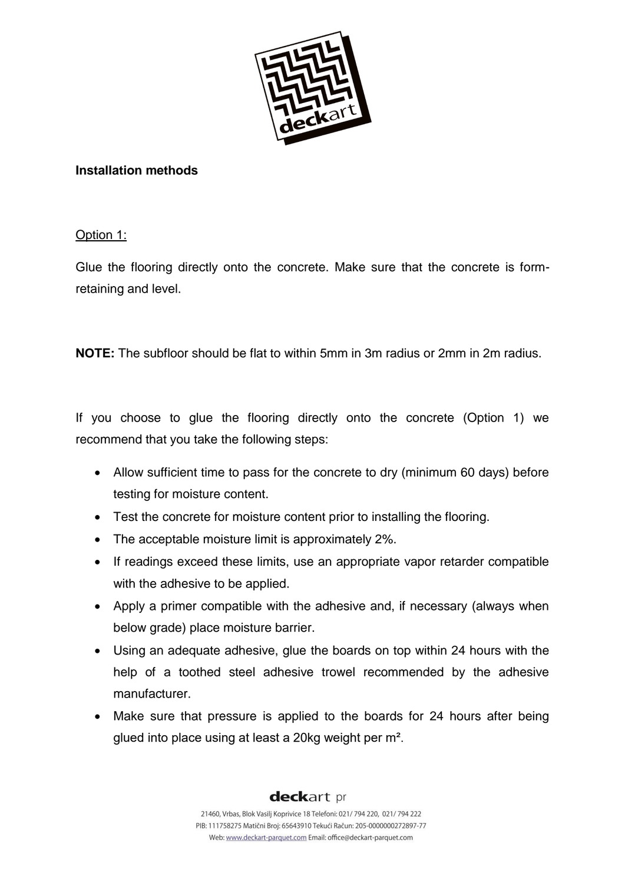**Installation methods**

Option 1:

Glue the flooring directly onto the concrete. Make sure that the concrete is form-retaining and level.

**NOTE:** The subfloor should be flat to within 5mm in 3m radius or 2mm in 2m radius.

If you choose to glue the flooring directly onto the concrete (Option 1) we recommend that you take the following steps:

- Allow sufficient time to pass for the concrete to dry (minimum 60 days) before testing for moisture content.
- Test the concrete for moisture content prior to installing the flooring.
- The acceptable moisture limit is approximately 2%.
- If readings exceed these limits, use an appropriate vapor retarder compatible with the adhesive to be applied.
- Apply a primer compatible with the adhesive and, if necessary (always when below grade) place moisture barrier.
- Using an adequate adhesive, glue the boards on top within 24 hours with the help of a toothed steel adhesive trowel recommended by the adhesive manufacturer.
- Make sure that pressure is applied to the boards for 24 hours after being glued into place using at least a 20kg weight per m².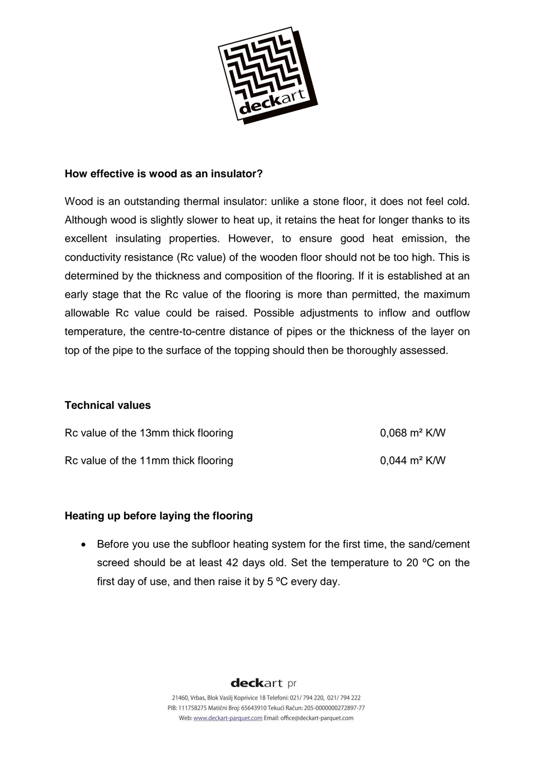**How effective is wood as an insulator?**

Wood is an outstanding thermal insulator: unlike a stone floor, it does not feel cold. Although wood is slightly slower to heat up, it retains the heat for longer thanks to its excellent insulating properties. However, to ensure good heat emission, the conductivity resistance (Rc value) of the wooden floor should not be too high. This is determined by the thickness and composition of the flooring. If it is established at an early stage that the Rc value of the flooring is more than permitted, the maximum allowable Rc value could be raised. Possible adjustments to inflow and outflow temperature, the centre-to-centre distance of pipes or the thickness of the layer on top of the pipe to the surface of the topping should then be thoroughly assessed.

**Technical values**

| | |
|---|---|
| Rc value of the 13mm thick flooring | 0,068 m² K/W |
| Rc value of the 11mm thick flooring | 0,044 m² K/W |

**Heating up before laying the flooring**

- Before you use the subfloor heating system for the first time, the sand/cement screed should be at least 42 days old. Set the temperature to 20 ºC on the first day of use, and then raise it by 5 ºC every day.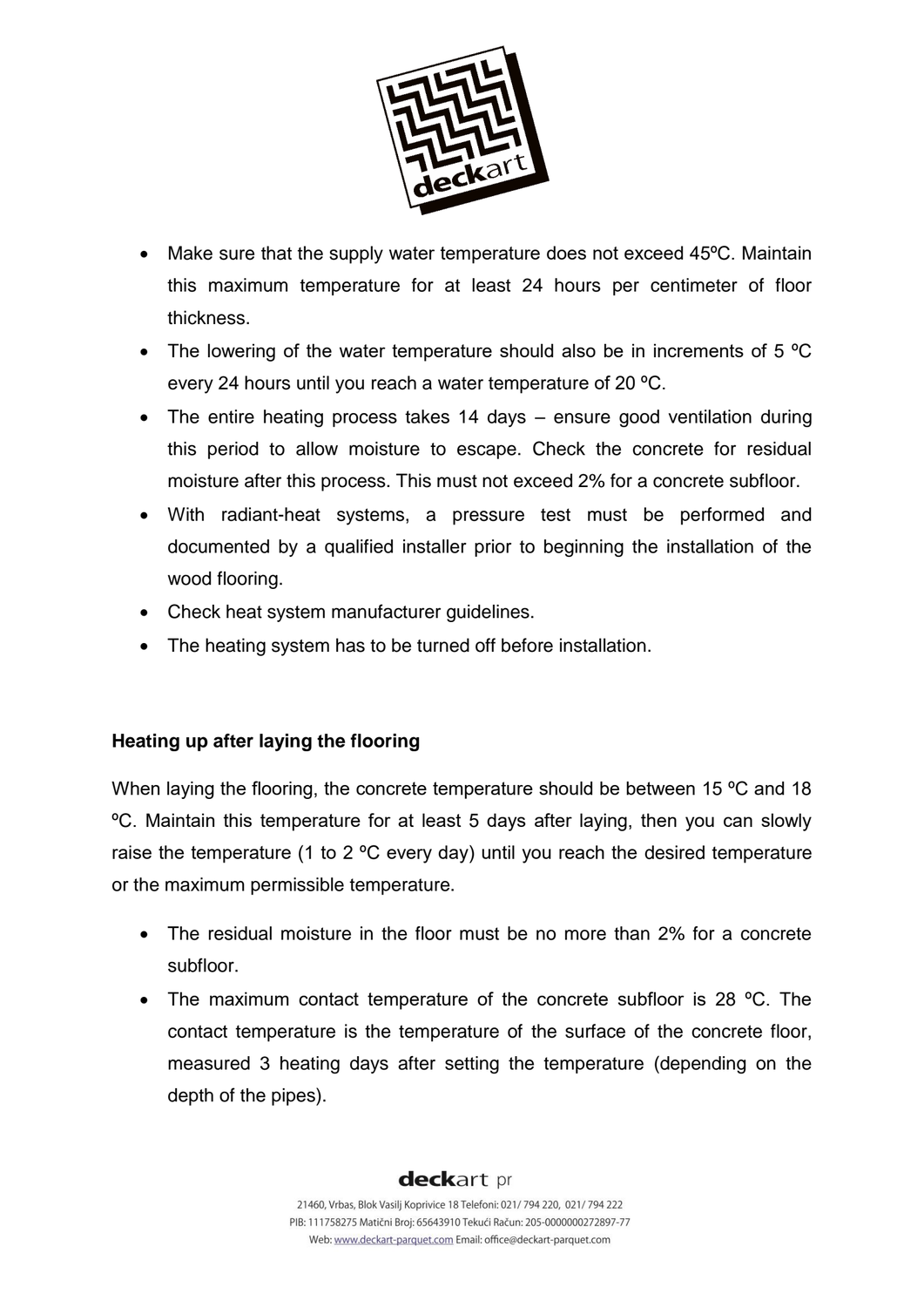- Make sure that the supply water temperature does not exceed 45ºC. Maintain this maximum temperature for at least 24 hours per centimeter of floor thickness.
- The lowering of the water temperature should also be in increments of 5 ºC every 24 hours until you reach a water temperature of 20 ºC.
- The entire heating process takes 14 days – ensure good ventilation during this period to allow moisture to escape. Check the concrete for residual moisture after this process. This must not exceed 2% for a concrete subfloor.
- With radiant-heat systems, a pressure test must be performed and documented by a qualified installer prior to beginning the installation of the wood flooring.
- Check heat system manufacturer guidelines.
- The heating system has to be turned off before installation.

**Heating up after laying the flooring**

When laying the flooring, the concrete temperature should be between 15 ºC and 18 ºC. Maintain this temperature for at least 5 days after laying, then you can slowly raise the temperature (1 to 2 ºC every day) until you reach the desired temperature or the maximum permissible temperature.

- The residual moisture in the floor must be no more than 2% for a concrete subfloor.
- The maximum contact temperature of the concrete subfloor is 28 ºC. The contact temperature is the temperature of the surface of the concrete floor, measured 3 heating days after setting the temperature (depending on the depth of the pipes).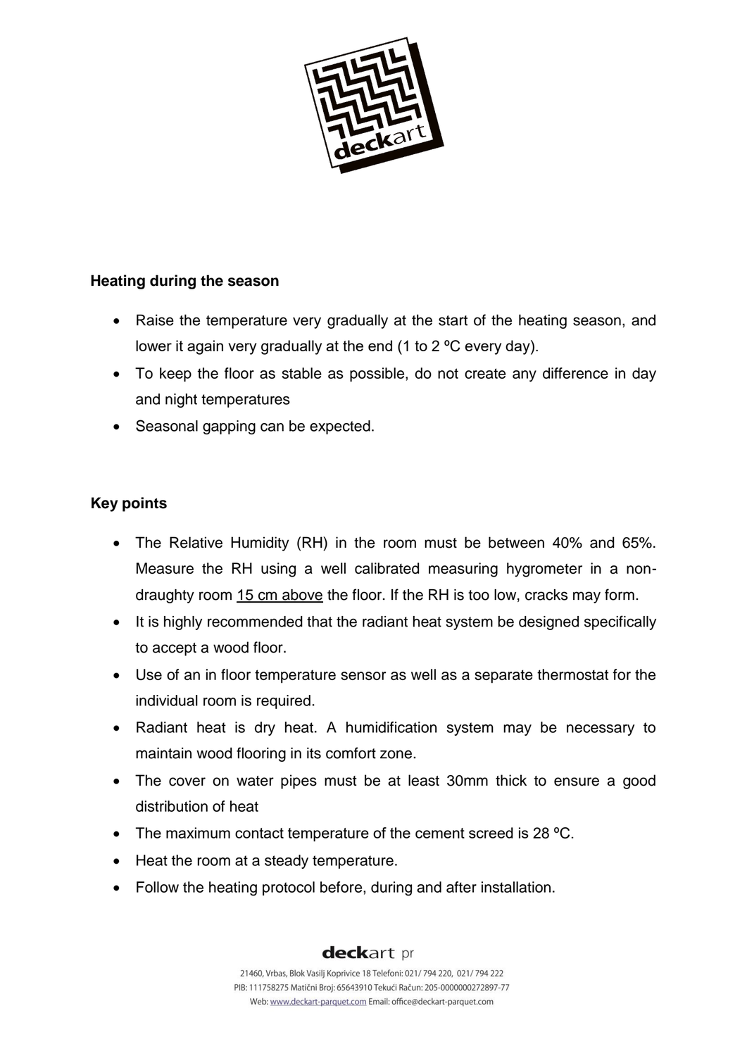**Heating during the season**

- Raise the temperature very gradually at the start of the heating season, and lower it again very gradually at the end (1 to 2 ºC every day).
- To keep the floor as stable as possible, do not create any difference in day and night temperatures
- Seasonal gapping can be expected.

**Key points**

- The Relative Humidity (RH) in the room must be between 40% and 65%. Measure the RH using a well calibrated measuring hygrometer in a non-draughty room 15 cm above the floor. If the RH is too low, cracks may form.
- It is highly recommended that the radiant heat system be designed specifically to accept a wood floor.
- Use of an in floor temperature sensor as well as a separate thermostat for the individual room is required.
- Radiant heat is dry heat. A humidification system may be necessary to maintain wood flooring in its comfort zone.
- The cover on water pipes must be at least 30mm thick to ensure a good distribution of heat
- The maximum contact temperature of the cement screed is 28 ºC.
- Heat the room at a steady temperature.
- Follow the heating protocol before, during and after installation.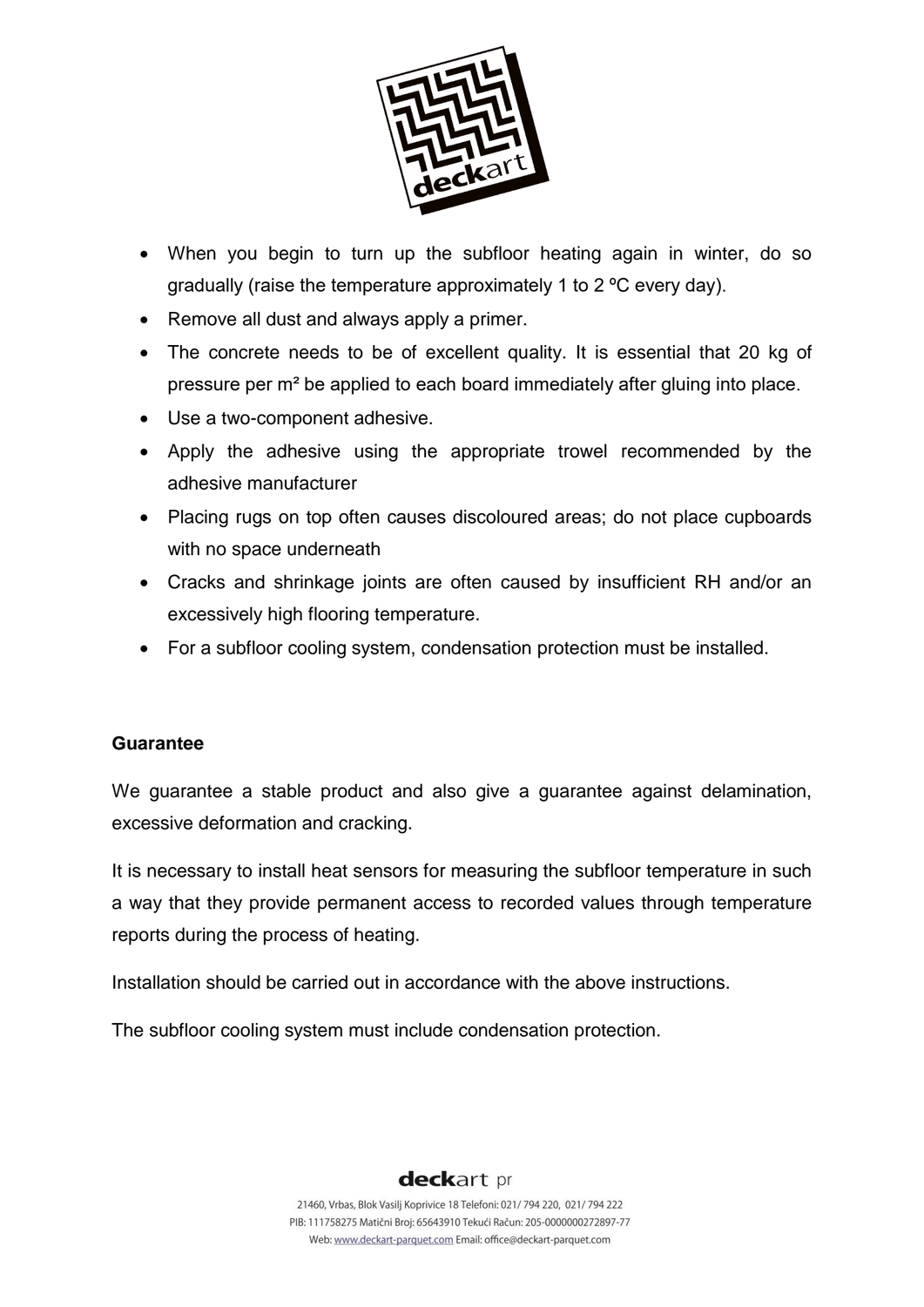- When you begin to turn up the subfloor heating again in winter, do so gradually (raise the temperature approximately 1 to 2 ºC every day).
- Remove all dust and always apply a primer.
- The concrete needs to be of excellent quality. It is essential that 20 kg of pressure per m² be applied to each board immediately after gluing into place.
- Use a two-component adhesive.
- Apply the adhesive using the appropriate trowel recommended by the adhesive manufacturer
- Placing rugs on top often causes discoloured areas; do not place cupboards with no space underneath
- Cracks and shrinkage joints are often caused by insufficient RH and/or an excessively high flooring temperature.
- For a subfloor cooling system, condensation protection must be installed.

**Guarantee**

We guarantee a stable product and also give a guarantee against delamination, excessive deformation and cracking.

It is necessary to install heat sensors for measuring the subfloor temperature in such a way that they provide permanent access to recorded values through temperature reports during the process of heating.

Installation should be carried out in accordance with the above instructions.

The subfloor cooling system must include condensation protection.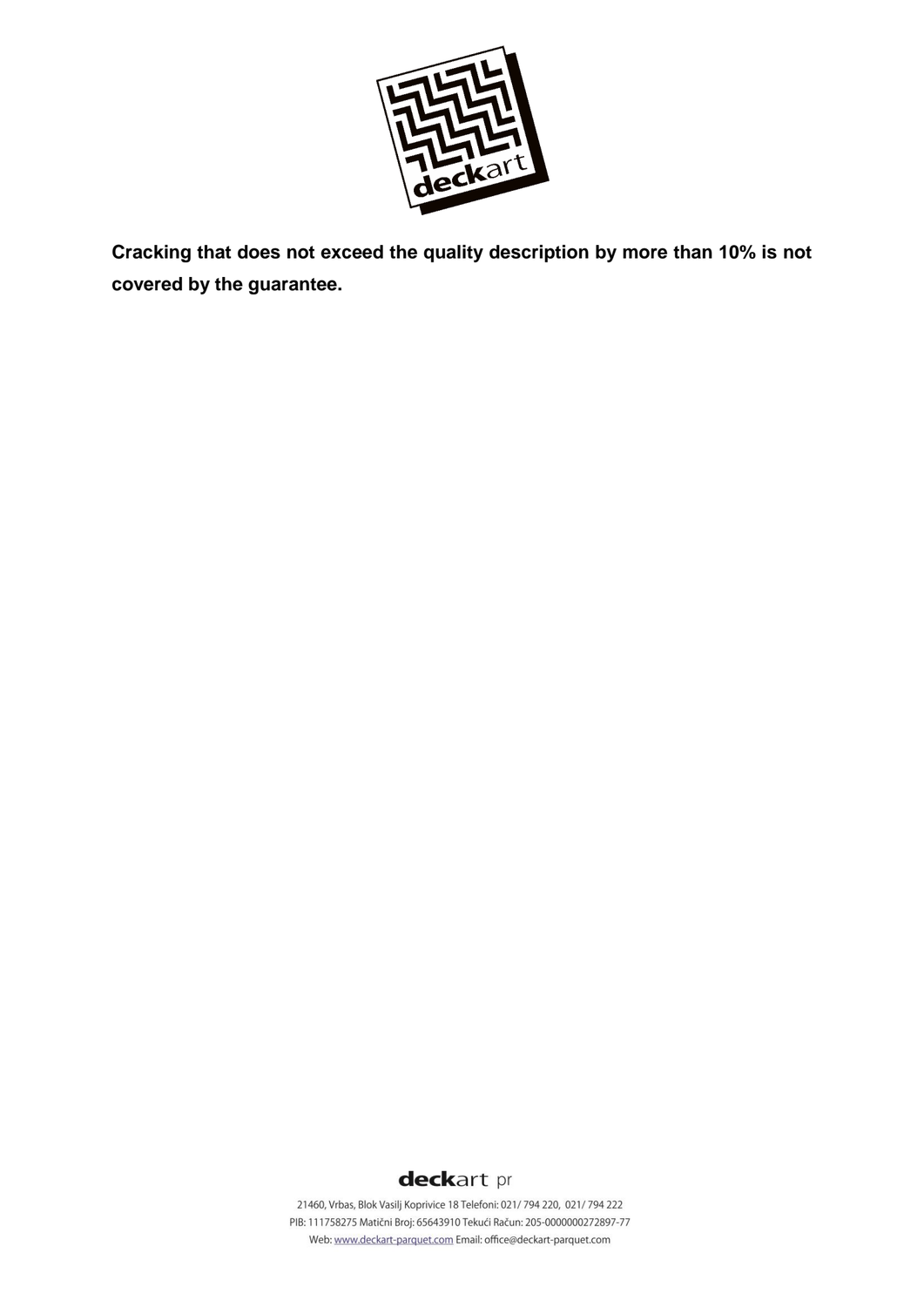**Cracking that does not exceed the quality description by more than 10% is not covered by the guarantee.**